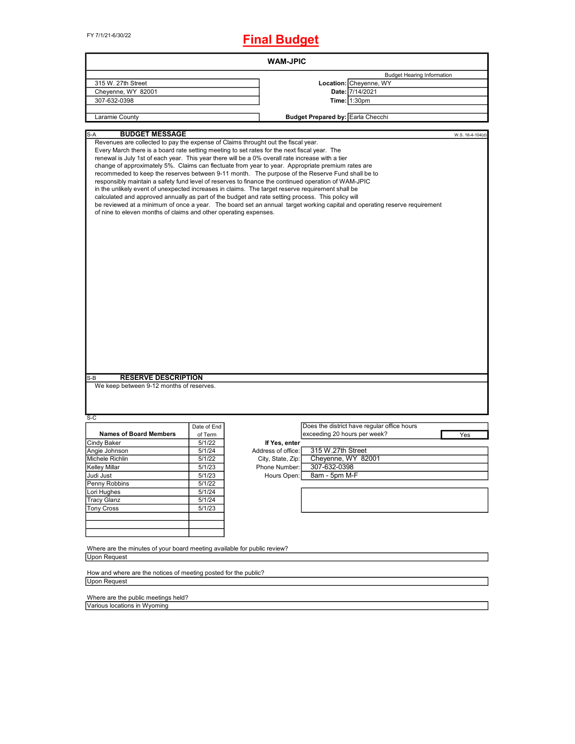FY 7/1/21-6/30/22

# Final Budget

## WAM-JPIC

| | | |
|---|---|---|
| 315 W. 27th Street | | Budget Hearing Information |
| Cheyenne, WY 82001 | **Location:** | Cheyenne, WY |
| 307-632-0398 | **Date:** | 7/14/2021 |
| | **Time:** | 1:30pm |
| Laramie County | **Budget Prepared by:** | Earla Checchi |

S-A **BUDGET MESSAGE** W.S. 16-4-104(d)

Revenues are collected to pay the expense of Claims throught out the fiscal year.
Every March there is a board rate setting meeting to set rates for the next fiscal year. The renewal is July 1st of each year. This year there will be a 0% overall rate increase with a tier change of approximately 5%. Claims can flectuate from year to year. Appropriate premium rates are recommeded to keep the reserves between 9-11 month. The purpose of the Reserve Fund shall be to responsibly maintain a safety fund level of reserves to finance the continued operation of WAM-JPIC in the unlikely event of unexpected increases in claims. The target reserve requirement shall be calculated and approved annually as part of the budget and rate setting process. This policy will be reviewed at a minimum of once a year. The board set an annual target working capital and operating reserve requirement of nine to eleven months of claims and other operating expenses.

S-B **RESERVE DESCRIPTION**

We keep between 9-12 months of reserves.

S-C

| Names of Board Members | Date of End of Term |
|---|---|
| Cindy Baker | 5/1/22 |
| Angie Johnson | 5/1/24 |
| Michele Richlin | 5/1/22 |
| Kelley Millar | 5/1/23 |
| Judi Just | 5/1/23 |
| Penny Robbins | 5/1/22 |
| Lori Hughes | 5/1/24 |
| Tracy Glanz | 5/1/24 |
| Tony Cross | 5/1/23 |

Does the district have regular office hours exceeding 20 hours per week? Yes

**If Yes, enter**

| | |
|---|---|
| Address of office: | 315 W.27th Street |
| City, State, Zip: | Cheyenne, WY 82001 |
| Phone Number: | 307-632-0398 |
| Hours Open: | 8am - 5pm M-F |

Where are the minutes of your board meeting available for public review?
Upon Request

How and where are the notices of meeting posted for the public?
Upon Request

Where are the public meetings held?
Various locations in Wyoming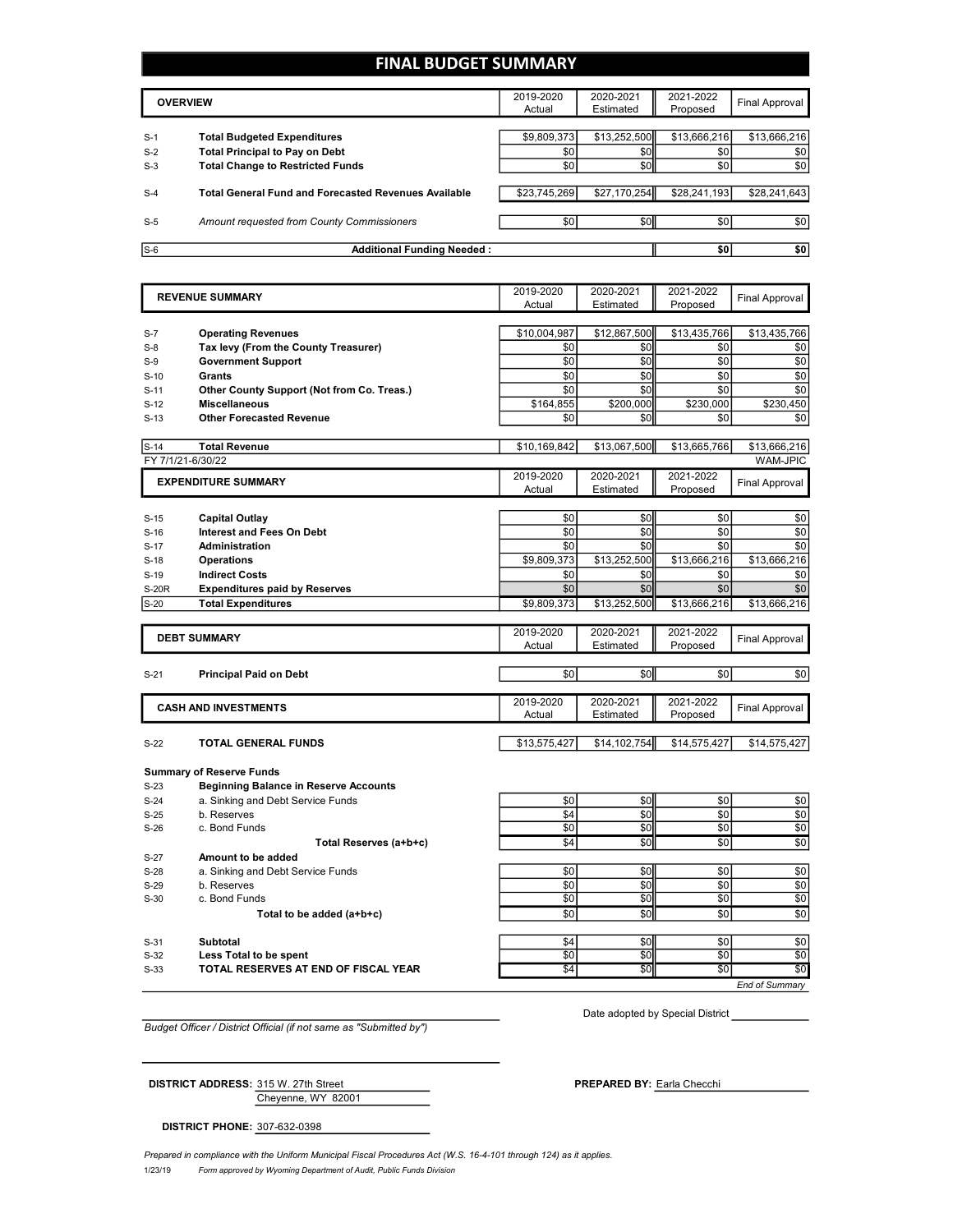# FINAL BUDGET SUMMARY

| | OVERVIEW | 2019-2020 Actual | 2020-2021 Estimated | 2021-2022 Proposed | Final Approval |
|---|---|---|---|---|---|
| S-1 | **Total Budgeted Expenditures** | $9,809,373 | $13,252,500 | $13,666,216 | $13,666,216 |
| S-2 | **Total Principal to Pay on Debt** | $0 | $0 | $0 | $0 |
| S-3 | **Total Change to Restricted Funds** | $0 | $0 | $0 | $0 |
| S-4 | **Total General Fund and Forecasted Revenues Available** | $23,745,269 | $27,170,254 | $28,241,193 | $28,241,643 |
| S-5 | *Amount requested from County Commissioners* | $0 | $0 | $0 | $0 |
| S-6 | **Additional Funding Needed :** | | | **$0** | **$0** |

| | REVENUE SUMMARY | 2019-2020 Actual | 2020-2021 Estimated | 2021-2022 Proposed | Final Approval |
|---|---|---|---|---|---|
| S-7 | **Operating Revenues** | $10,004,987 | $12,867,500 | $13,435,766 | $13,435,766 |
| S-8 | **Tax levy (From the County Treasurer)** | $0 | $0 | $0 | $0 |
| S-9 | **Government Support** | $0 | $0 | $0 | $0 |
| S-10 | **Grants** | $0 | $0 | $0 | $0 |
| S-11 | **Other County Support (Not from Co. Treas.)** | $0 | $0 | $0 | $0 |
| S-12 | **Miscellaneous** | $164,855 | $200,000 | $230,000 | $230,450 |
| S-13 | **Other Forecasted Revenue** | $0 | $0 | $0 | $0 |
| S-14 | **Total Revenue** | $10,169,842 | $13,067,500 | $13,665,766 | $13,666,216 |

FY 7/1/21-6/30/22 WAM-JPIC

| | EXPENDITURE SUMMARY | 2019-2020 Actual | 2020-2021 Estimated | 2021-2022 Proposed | Final Approval |
|---|---|---|---|---|---|
| S-15 | **Capital Outlay** | $0 | $0 | $0 | $0 |
| S-16 | **Interest and Fees On Debt** | $0 | $0 | $0 | $0 |
| S-17 | **Administration** | $0 | $0 | $0 | $0 |
| S-18 | **Operations** | $9,809,373 | $13,252,500 | $13,666,216 | $13,666,216 |
| S-19 | **Indirect Costs** | $0 | $0 | $0 | $0 |
| S-20R | **Expenditures paid by Reserves** | $0 | $0 | $0 | $0 |
| S-20 | **Total Expenditures** | $9,809,373 | $13,252,500 | $13,666,216 | $13,666,216 |

| | DEBT SUMMARY | 2019-2020 Actual | 2020-2021 Estimated | 2021-2022 Proposed | Final Approval |
|---|---|---|---|---|---|
| S-21 | **Principal Paid on Debt** | $0 | $0 | $0 | $0 |

| | CASH AND INVESTMENTS | 2019-2020 Actual | 2020-2021 Estimated | 2021-2022 Proposed | Final Approval |
|---|---|---|---|---|---|
| S-22 | **TOTAL GENERAL FUNDS** | $13,575,427 | $14,102,754 | $14,575,427 | $14,575,427 |
| | **Summary of Reserve Funds** | | | | |
| S-23 | **Beginning Balance in Reserve Accounts** | | | | |
| S-24 | a. Sinking and Debt Service Funds | $0 | $0 | $0 | $0 |
| S-25 | b. Reserves | $4 | $0 | $0 | $0 |
| S-26 | c. Bond Funds | $0 | $0 | $0 | $0 |
| | **Total Reserves (a+b+c)** | $4 | $0 | $0 | $0 |
| S-27 | **Amount to be added** | | | | |
| S-28 | a. Sinking and Debt Service Funds | $0 | $0 | $0 | $0 |
| S-29 | b. Reserves | $0 | $0 | $0 | $0 |
| S-30 | c. Bond Funds | $0 | $0 | $0 | $0 |
| | **Total to be added (a+b+c)** | $0 | $0 | $0 | $0 |
| S-31 | **Subtotal** | $4 | $0 | $0 | $0 |
| S-32 | **Less Total to be spent** | $0 | $0 | $0 | $0 |
| S-33 | **TOTAL RESERVES AT END OF FISCAL YEAR** | $4 | $0 | $0 | $0 |

*End of Summary*

*Budget Officer / District Official (if not same as "Submitted by")*

Date adopted by Special District

**DISTRICT ADDRESS:** 315 W. 27th Street
Cheyenne, WY 82001

**PREPARED BY:** Earla Checchi

**DISTRICT PHONE:** 307-632-0398

*Prepared in compliance with the Uniform Municipal Fiscal Procedures Act (W.S. 16-4-101 through 124) as it applies.*

1/23/19 *Form approved by Wyoming Department of Audit, Public Funds Division*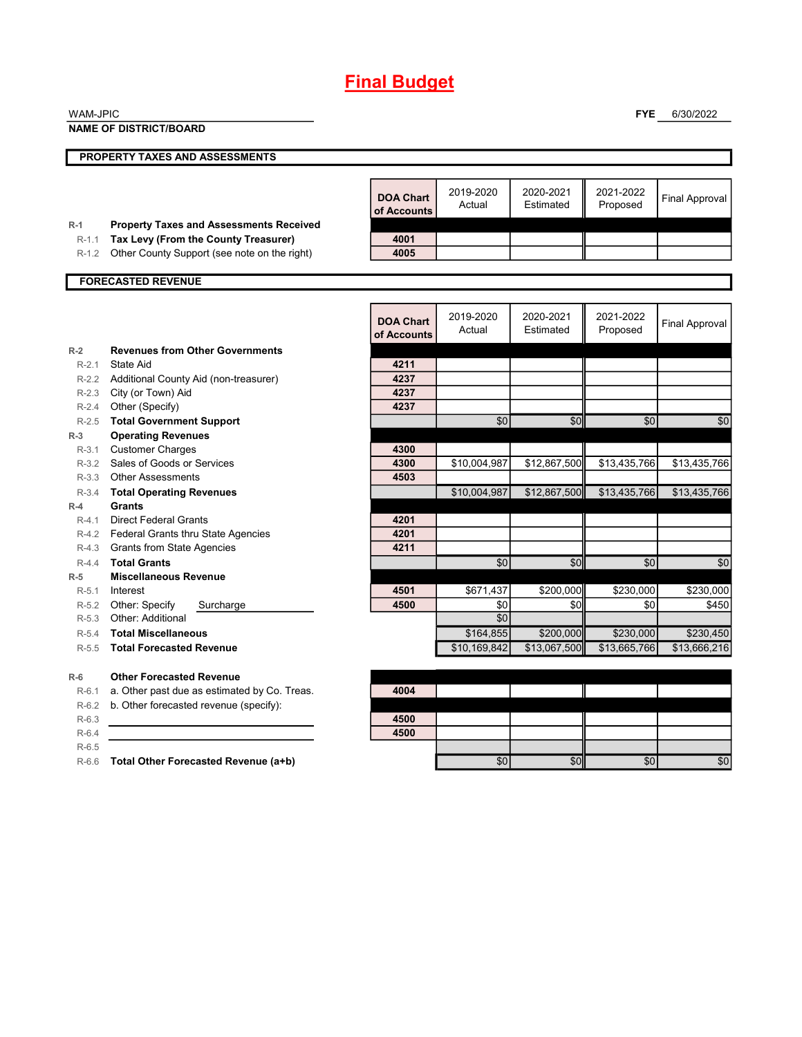# Final Budget

WAM-JPIC
**NAME OF DISTRICT/BOARD**

**FYE** 6/30/2022

## PROPERTY TAXES AND ASSESSMENTS

| | | DOA Chart of Accounts | 2019-2020 Actual | 2020-2021 Estimated | 2021-2022 Proposed | Final Approval |
|---|---|---|---|---|---|---|
| R-1 | **Property Taxes and Assessments Received** | | | | | |
| R-1.1 | **Tax Levy (From the County Treasurer)** | 4001 | | | | |
| R-1.2 | Other County Support (see note on the right) | 4005 | | | | |

## FORECASTED REVENUE

| | | DOA Chart of Accounts | 2019-2020 Actual | 2020-2021 Estimated | 2021-2022 Proposed | Final Approval |
|---|---|---|---|---|---|---|
| R-2 | **Revenues from Other Governments** | | | | | |
| R-2.1 | State Aid | 4211 | | | | |
| R-2.2 | Additional County Aid (non-treasurer) | 4237 | | | | |
| R-2.3 | City (or Town) Aid | 4237 | | | | |
| R-2.4 | Other (Specify) | 4237 | | | | |
| R-2.5 | **Total Government Support** | | $0 | $0 | $0 | $0 |
| R-3 | **Operating Revenues** | | | | | |
| R-3.1 | Customer Charges | 4300 | | | | |
| R-3.2 | Sales of Goods or Services | 4300 | $10,004,987 | $12,867,500 | $13,435,766 | $13,435,766 |
| R-3.3 | Other Assessments | 4503 | | | | |
| R-3.4 | **Total Operating Revenues** | | $10,004,987 | $12,867,500 | $13,435,766 | $13,435,766 |
| R-4 | **Grants** | | | | | |
| R-4.1 | Direct Federal Grants | 4201 | | | | |
| R-4.2 | Federal Grants thru State Agencies | 4201 | | | | |
| R-4.3 | Grants from State Agencies | 4211 | | | | |
| R-4.4 | **Total Grants** | | $0 | $0 | $0 | $0 |
| R-5 | **Miscellaneous Revenue** | | | | | |
| R-5.1 | Interest | 4501 | $671,437 | $200,000 | $230,000 | $230,000 |
| R-5.2 | Other: Specify Surcharge | 4500 | $0 | $0 | $0 | $450 |
| R-5.3 | Other: Additional | | $0 | | | |
| R-5.4 | **Total Miscellaneous** | | $164,855 | $200,000 | $230,000 | $230,450 |
| R-5.5 | **Total Forecasted Revenue** | | $10,169,842 | $13,067,500 | $13,665,766 | $13,666,216 |
| | | | | | | |
| R-6 | **Other Forecasted Revenue** | | | | | |
| R-6.1 | a. Other past due as estimated by Co. Treas. | 4004 | | | | |
| R-6.2 | b. Other forecasted revenue (specify): | | | | | |
| R-6.3 | | 4500 | | | | |
| R-6.4 | | 4500 | | | | |
| R-6.5 | | | | | | |
| R-6.6 | **Total Other Forecasted Revenue (a+b)** | | $0 | $0 | $0 | $0 |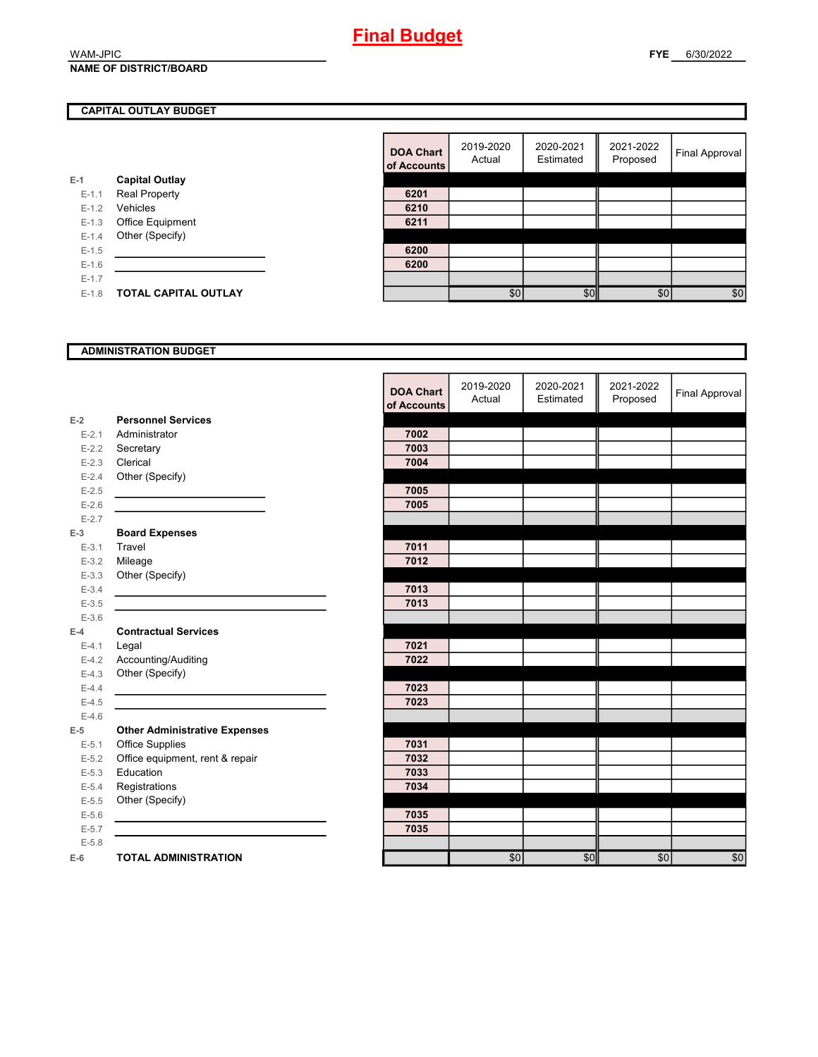# Final Budget

WAM-JPIC

**NAME OF DISTRICT/BOARD**

**FYE** 6/30/2022

## CAPITAL OUTLAY BUDGET

| | | DOA Chart of Accounts | 2019-2020 Actual | 2020-2021 Estimated | 2021-2022 Proposed | Final Approval |
|---|---|---|---|---|---|---|
| E-1 | **Capital Outlay** | | | | | |
| E-1.1 | Real Property | 6201 | | | | |
| E-1.2 | Vehicles | 6210 | | | | |
| E-1.3 | Office Equipment | 6211 | | | | |
| E-1.4 | Other (Specify) | | | | | |
| E-1.5 | | 6200 | | | | |
| E-1.6 | | 6200 | | | | |
| E-1.7 | | | | | | |
| E-1.8 | **TOTAL CAPITAL OUTLAY** | | $0 | $0 | $0 | $0 |

## ADMINISTRATION BUDGET

| | | DOA Chart of Accounts | 2019-2020 Actual | 2020-2021 Estimated | 2021-2022 Proposed | Final Approval |
|---|---|---|---|---|---|---|
| E-2 | **Personnel Services** | | | | | |
| E-2.1 | Administrator | 7002 | | | | |
| E-2.2 | Secretary | 7003 | | | | |
| E-2.3 | Clerical | 7004 | | | | |
| E-2.4 | Other (Specify) | | | | | |
| E-2.5 | | 7005 | | | | |
| E-2.6 | | 7005 | | | | |
| E-2.7 | | | | | | |
| E-3 | **Board Expenses** | | | | | |
| E-3.1 | Travel | 7011 | | | | |
| E-3.2 | Mileage | 7012 | | | | |
| E-3.3 | Other (Specify) | | | | | |
| E-3.4 | | 7013 | | | | |
| E-3.5 | | 7013 | | | | |
| E-3.6 | | | | | | |
| E-4 | **Contractual Services** | | | | | |
| E-4.1 | Legal | 7021 | | | | |
| E-4.2 | Accounting/Auditing | 7022 | | | | |
| E-4.3 | Other (Specify) | | | | | |
| E-4.4 | | 7023 | | | | |
| E-4.5 | | 7023 | | | | |
| E-4.6 | | | | | | |
| E-5 | **Other Administrative Expenses** | | | | | |
| E-5.1 | Office Supplies | 7031 | | | | |
| E-5.2 | Office equipment, rent & repair | 7032 | | | | |
| E-5.3 | Education | 7033 | | | | |
| E-5.4 | Registrations | 7034 | | | | |
| E-5.5 | Other (Specify) | | | | | |
| E-5.6 | | 7035 | | | | |
| E-5.7 | | 7035 | | | | |
| E-5.8 | | | | | | |
| E-6 | **TOTAL ADMINISTRATION** | | $0 | $0 | $0 | $0 |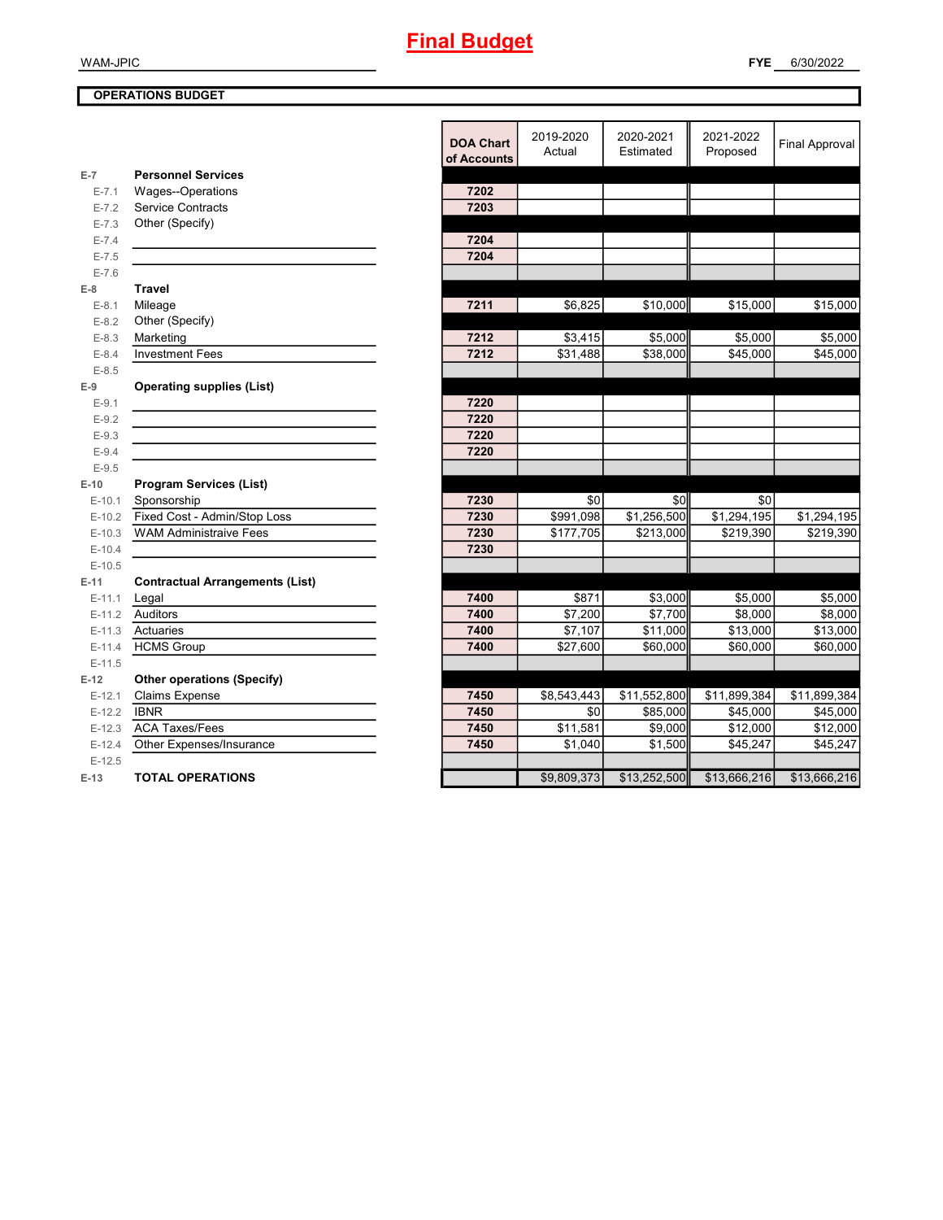# Final Budget

WAM-JPIC

**FYE** 6/30/2022

**OPERATIONS BUDGET**

| | | DOA Chart of Accounts | 2019-2020 Actual | 2020-2021 Estimated | 2021-2022 Proposed | Final Approval |
|---|---|---|---|---|---|---|
| **E-7** | **Personnel Services** | | | | | |
| E-7.1 | Wages--Operations | 7202 | | | | |
| E-7.2 | Service Contracts | 7203 | | | | |
| E-7.3 | Other (Specify) | | | | | |
| E-7.4 | | 7204 | | | | |
| E-7.5 | | 7204 | | | | |
| E-7.6 | | | | | | |
| **E-8** | **Travel** | | | | | |
| E-8.1 | Mileage | 7211 | $6,825 | $10,000 | $15,000 | $15,000 |
| E-8.2 | Other (Specify) | | | | | |
| E-8.3 | Marketing | 7212 | $3,415 | $5,000 | $5,000 | $5,000 |
| E-8.4 | Investment Fees | 7212 | $31,488 | $38,000 | $45,000 | $45,000 |
| E-8.5 | | | | | | |
| **E-9** | **Operating supplies (List)** | | | | | |
| E-9.1 | | 7220 | | | | |
| E-9.2 | | 7220 | | | | |
| E-9.3 | | 7220 | | | | |
| E-9.4 | | 7220 | | | | |
| E-9.5 | | | | | | |
| **E-10** | **Program Services (List)** | | | | | |
| E-10.1 | Sponsorship | 7230 | $0 | $0 | $0 | |
| E-10.2 | Fixed Cost - Admin/Stop Loss | 7230 | $991,098 | $1,256,500 | $1,294,195 | $1,294,195 |
| E-10.3 | WAM Administraive Fees | 7230 | $177,705 | $213,000 | $219,390 | $219,390 |
| E-10.4 | | 7230 | | | | |
| E-10.5 | | | | | | |
| **E-11** | **Contractual Arrangements (List)** | | | | | |
| E-11.1 | Legal | 7400 | $871 | $3,000 | $5,000 | $5,000 |
| E-11.2 | Auditors | 7400 | $7,200 | $7,700 | $8,000 | $8,000 |
| E-11.3 | Actuaries | 7400 | $7,107 | $11,000 | $13,000 | $13,000 |
| E-11.4 | HCMS Group | 7400 | $27,600 | $60,000 | $60,000 | $60,000 |
| E-11.5 | | | | | | |
| **E-12** | **Other operations (Specify)** | | | | | |
| E-12.1 | Claims Expense | 7450 | $8,543,443 | $11,552,800 | $11,899,384 | $11,899,384 |
| E-12.2 | IBNR | 7450 | $0 | $85,000 | $45,000 | $45,000 |
| E-12.3 | ACA Taxes/Fees | 7450 | $11,581 | $9,000 | $12,000 | $12,000 |
| E-12.4 | Other Expenses/Insurance | 7450 | $1,040 | $1,500 | $45,247 | $45,247 |
| E-12.5 | | | | | | |
| **E-13** | **TOTAL OPERATIONS** | | $9,809,373 | $13,252,500 | $13,666,216 | $13,666,216 |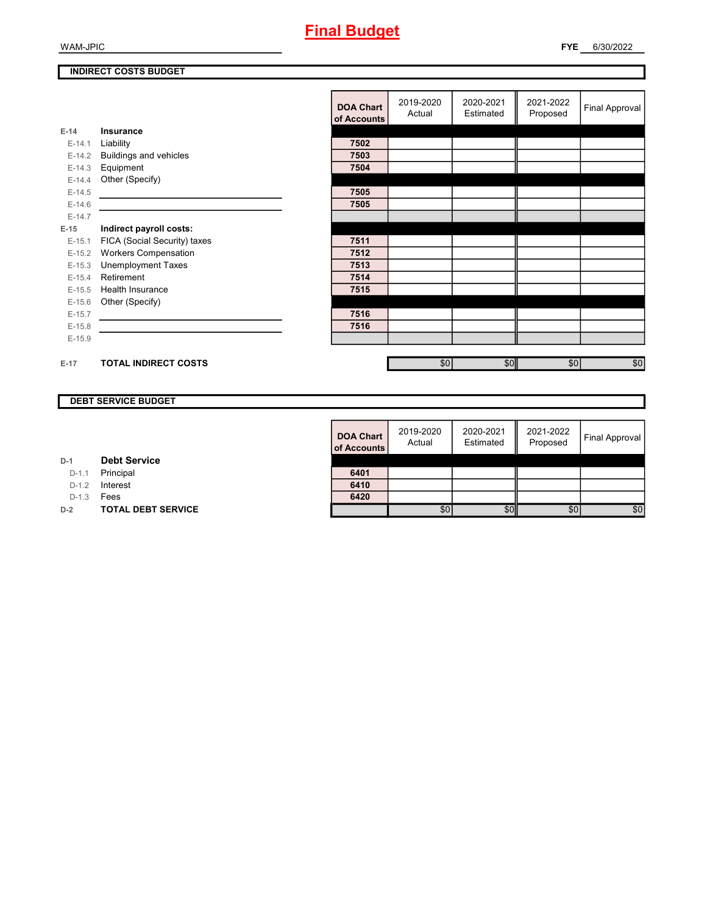# Final Budget

WAM-JPIC

**FYE** 6/30/2022

## INDIRECT COSTS BUDGET

| | | DOA Chart of Accounts | 2019-2020 Actual | 2020-2021 Estimated | 2021-2022 Proposed | Final Approval |
|---|---|---|---|---|---|---|
| **E-14** | **Insurance** | | | | | |
| E-14.1 | Liability | 7502 | | | | |
| E-14.2 | Buildings and vehicles | 7503 | | | | |
| E-14.3 | Equipment | 7504 | | | | |
| E-14.4 | Other (Specify) | | | | | |
| E-14.5 | | 7505 | | | | |
| E-14.6 | | 7505 | | | | |
| E-14.7 | | | | | | |
| **E-15** | **Indirect payroll costs:** | | | | | |
| E-15.1 | FICA (Social Security) taxes | 7511 | | | | |
| E-15.2 | Workers Compensation | 7512 | | | | |
| E-15.3 | Unemployment Taxes | 7513 | | | | |
| E-15.4 | Retirement | 7514 | | | | |
| E-15.5 | Health Insurance | 7515 | | | | |
| E-15.6 | Other (Specify) | | | | | |
| E-15.7 | | 7516 | | | | |
| E-15.8 | | 7516 | | | | |
| E-15.9 | | | | | | |
| **E-17** | **TOTAL INDIRECT COSTS** | | $0 | $0 | $0 | $0 |

## DEBT SERVICE BUDGET

| | | DOA Chart of Accounts | 2019-2020 Actual | 2020-2021 Estimated | 2021-2022 Proposed | Final Approval |
|---|---|---|---|---|---|---|
| **D-1** | **Debt Service** | | | | | |
| D-1.1 | Principal | 6401 | | | | |
| D-1.2 | Interest | 6410 | | | | |
| D-1.3 | Fees | 6420 | | | | |
| **D-2** | **TOTAL DEBT SERVICE** | | $0 | $0 | $0 | $0 |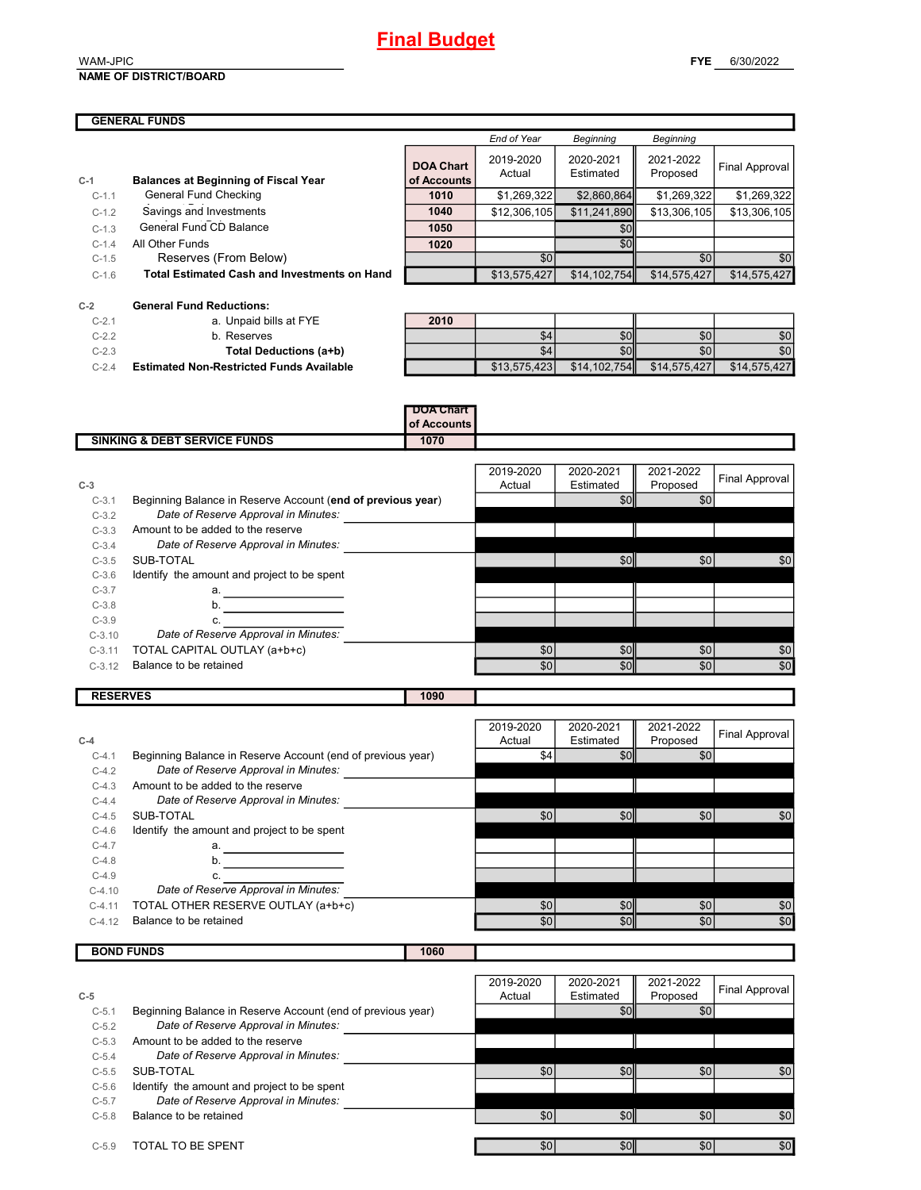# Final Budget

WAM-JPIC
**NAME OF DISTRICT/BOARD**

**FYE** 6/30/2022

## GENERAL FUNDS

| | | | DOA Chart of Accounts | *End of Year* 2019-2020 Actual | *Beginning* 2020-2021 Estimated | *Beginning* 2021-2022 Proposed | Final Approval |
|---|---|---|---|---|---|---|---|
| C-1 | **Balances at Beginning of Fiscal Year** | | | | | | |
| C-1.1 | General Fund Checking | | 1010 | $1,269,322 | $2,860,864 | $1,269,322 | $1,269,322 |
| C-1.2 | Savings and Investments | | 1040 | $12,306,105 | $11,241,890 | $13,306,105 | $13,306,105 |
| C-1.3 | General Fund CD Balance | | 1050 | | $0 | | |
| C-1.4 | All Other Funds | | 1020 | | $0 | | |
| C-1.5 | Reserves (From Below) | | | $0 | | $0 | $0 |
| C-1.6 | **Total Estimated Cash and Investments on Hand** | | | $13,575,427 | $14,102,754 | $14,575,427 | $14,575,427 |
| C-2 | **General Fund Reductions:** | | | | | | |
| C-2.1 | a. Unpaid bills at FYE | | 2010 | | | | |
| C-2.2 | b. Reserves | | | $4 | $0 | $0 | $0 |
| C-2.3 | **Total Deductions (a+b)** | | | $4 | $0 | $0 | $0 |
| C-2.4 | **Estimated Non-Restricted Funds Available** | | | $13,575,423 | $14,102,754 | $14,575,427 | $14,575,427 |

## SINKING & DEBT SERVICE FUNDS

DOA Chart of Accounts: 1070

| C-3 | | 2019-2020 Actual | 2020-2021 Estimated | 2021-2022 Proposed | Final Approval |
|---|---|---|---|---|---|
| C-3.1 | Beginning Balance in Reserve Account (**end of previous year**) | | $0 | $0 | |
| C-3.2 | *Date of Reserve Approval in Minutes:* | | | | |
| C-3.3 | Amount to be added to the reserve | | | | |
| C-3.4 | *Date of Reserve Approval in Minutes:* | | | | |
| C-3.5 | SUB-TOTAL | | $0 | $0 | $0 |
| C-3.6 | Identify the amount and project to be spent | | | | |
| C-3.7 | a. | | | | |
| C-3.8 | b. | | | | |
| C-3.9 | c. | | | | |
| C-3.10 | *Date of Reserve Approval in Minutes:* | | | | |
| C-3.11 | TOTAL CAPITAL OUTLAY (a+b+c) | $0 | $0 | $0 | $0 |
| C-3.12 | Balance to be retained | $0 | $0 | $0 | $0 |

## RESERVES

DOA Chart of Accounts: 1090

| C-4 | | 2019-2020 Actual | 2020-2021 Estimated | 2021-2022 Proposed | Final Approval |
|---|---|---|---|---|---|
| C-4.1 | Beginning Balance in Reserve Account (end of previous year) | $4 | $0 | $0 | |
| C-4.2 | *Date of Reserve Approval in Minutes:* | | | | |
| C-4.3 | Amount to be added to the reserve | | | | |
| C-4.4 | *Date of Reserve Approval in Minutes:* | | | | |
| C-4.5 | SUB-TOTAL | $0 | $0 | $0 | $0 |
| C-4.6 | Identify the amount and project to be spent | | | | |
| C-4.7 | a. | | | | |
| C-4.8 | b. | | | | |
| C-4.9 | c. | | | | |
| C-4.10 | *Date of Reserve Approval in Minutes:* | | | | |
| C-4.11 | TOTAL OTHER RESERVE OUTLAY (a+b+c) | $0 | $0 | $0 | $0 |
| C-4.12 | Balance to be retained | $0 | $0 | $0 | $0 |

## BOND FUNDS

DOA Chart of Accounts: 1060

| C-5 | | 2019-2020 Actual | 2020-2021 Estimated | 2021-2022 Proposed | Final Approval |
|---|---|---|---|---|---|
| C-5.1 | Beginning Balance in Reserve Account (end of previous year) | | $0 | $0 | |
| C-5.2 | *Date of Reserve Approval in Minutes:* | | | | |
| C-5.3 | Amount to be added to the reserve | | | | |
| C-5.4 | *Date of Reserve Approval in Minutes:* | | | | |
| C-5.5 | SUB-TOTAL | $0 | $0 | $0 | $0 |
| C-5.6 | Identify the amount and project to be spent | | | | |
| C-5.7 | *Date of Reserve Approval in Minutes:* | | | | |
| C-5.8 | Balance to be retained | $0 | $0 | $0 | $0 |
| C-5.9 | TOTAL TO BE SPENT | $0 | $0 | $0 | $0 |